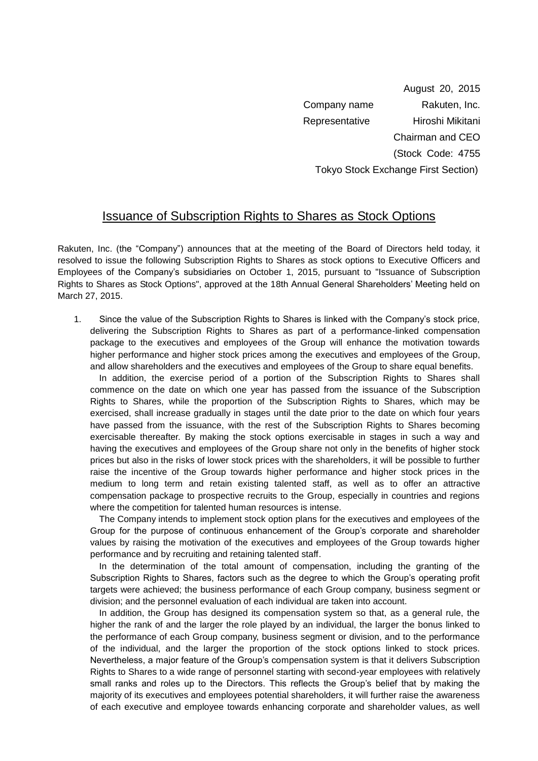August 20, 2015

Company name Rakuten, Inc.

Representative Hiroshi Mikitani

Chairman and CEO

(Stock Code: 4755

Tokyo Stock Exchange First Section)

# Issuance of Subscription Rights to Shares as Stock Options

Rakuten, Inc. (the "Company") announces that at the meeting of the Board of Directors held today, it resolved to issue the following Subscription Rights to Shares as stock options to Executive Officers and Employees of the Company's subsidiaries on October 1, 2015, pursuant to "Issuance of Subscription Rights to Shares as Stock Options", approved at the 18th Annual General Shareholders' Meeting held on March 27, 2015.

1. Since the value of the Subscription Rights to Shares is linked with the Company's stock price, delivering the Subscription Rights to Shares as part of a performance-linked compensation package to the executives and employees of the Group will enhance the motivation towards higher performance and higher stock prices among the executives and employees of the Group, and allow shareholders and the executives and employees of the Group to share equal benefits.

   In addition, the exercise period of a portion of the Subscription Rights to Shares shall commence on the date on which one year has passed from the issuance of the Subscription Rights to Shares, while the proportion of the Subscription Rights to Shares, which may be exercised, shall increase gradually in stages until the date prior to the date on which four years have passed from the issuance, with the rest of the Subscription Rights to Shares becoming exercisable thereafter. By making the stock options exercisable in stages in such a way and having the executives and employees of the Group share not only in the benefits of higher stock prices but also in the risks of lower stock prices with the shareholders, it will be possible to further raise the incentive of the Group towards higher performance and higher stock prices in the medium to long term and retain existing talented staff, as well as to offer an attractive compensation package to prospective recruits to the Group, especially in countries and regions where the competition for talented human resources is intense.

   The Company intends to implement stock option plans for the executives and employees of the Group for the purpose of continuous enhancement of the Group's corporate and shareholder values by raising the motivation of the executives and employees of the Group towards higher performance and by recruiting and retaining talented staff.

   In the determination of the total amount of compensation, including the granting of the Subscription Rights to Shares, factors such as the degree to which the Group's operating profit targets were achieved; the business performance of each Group company, business segment or division; and the personnel evaluation of each individual are taken into account.

   In addition, the Group has designed its compensation system so that, as a general rule, the higher the rank of and the larger the role played by an individual, the larger the bonus linked to the performance of each Group company, business segment or division, and to the performance of the individual, and the larger the proportion of the stock options linked to stock prices. Nevertheless, a major feature of the Group's compensation system is that it delivers Subscription Rights to Shares to a wide range of personnel starting with second-year employees with relatively small ranks and roles up to the Directors. This reflects the Group's belief that by making the majority of its executives and employees potential shareholders, it will further raise the awareness of each executive and employee towards enhancing corporate and shareholder values, as well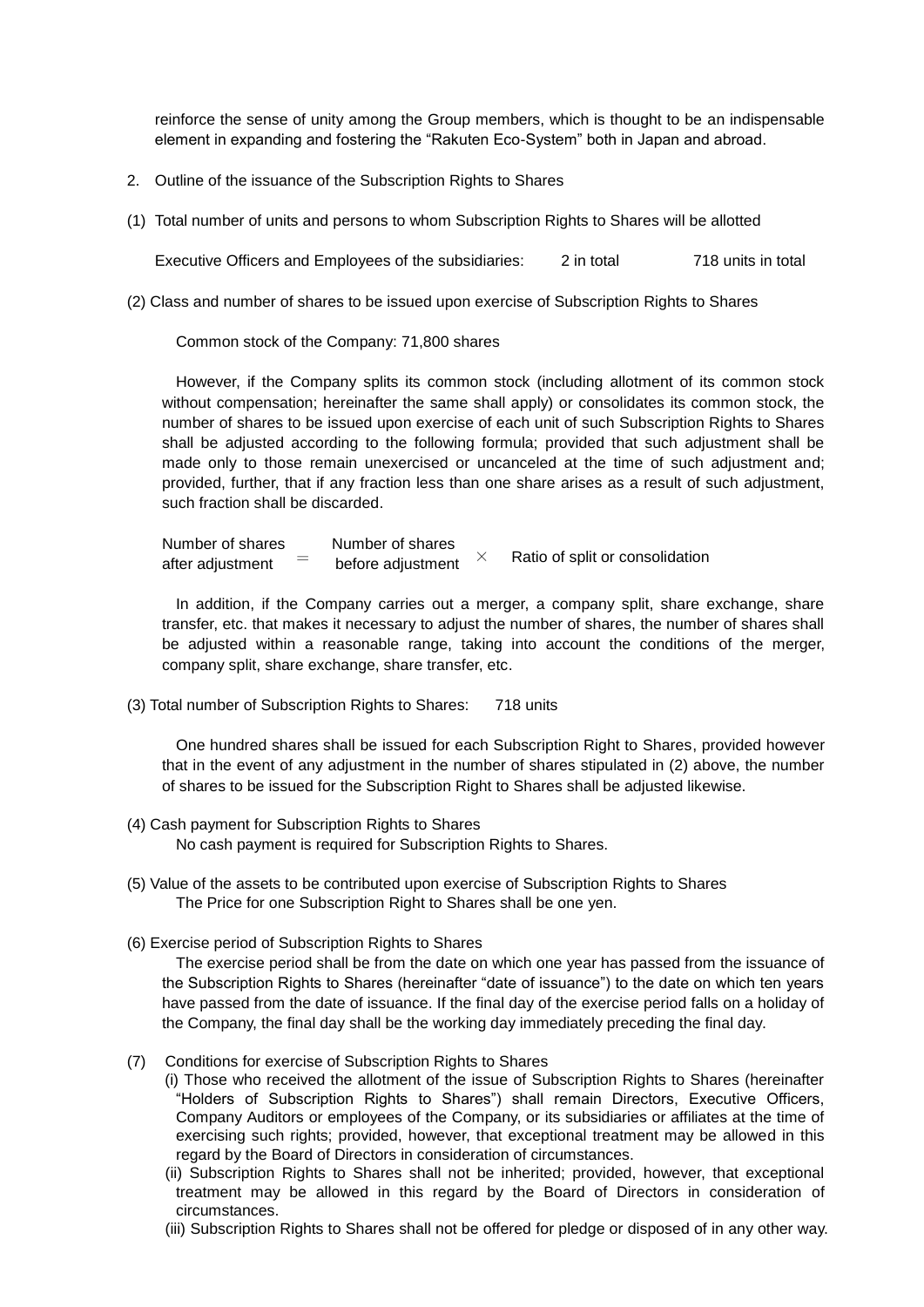reinforce the sense of unity among the Group members, which is thought to be an indispensable element in expanding and fostering the "Rakuten Eco-System" both in Japan and abroad.

2. Outline of the issuance of the Subscription Rights to Shares

(1) Total number of units and persons to whom Subscription Rights to Shares will be allotted

Executive Officers and Employees of the subsidiaries: 2 in total 718 units in total

(2) Class and number of shares to be issued upon exercise of Subscription Rights to Shares

Common stock of the Company: 71,800 shares

However, if the Company splits its common stock (including allotment of its common stock without compensation; hereinafter the same shall apply) or consolidates its common stock, the number of shares to be issued upon exercise of each unit of such Subscription Rights to Shares shall be adjusted according to the following formula; provided that such adjustment shall be made only to those remain unexercised or uncanceled at the time of such adjustment and; provided, further, that if any fraction less than one share arises as a result of such adjustment, such fraction shall be discarded.

$$\text{Number of shares after adjustment} = \text{Number of shares before adjustment} \times \text{Ratio of split or consolidation}$$

In addition, if the Company carries out a merger, a company split, share exchange, share transfer, etc. that makes it necessary to adjust the number of shares, the number of shares shall be adjusted within a reasonable range, taking into account the conditions of the merger, company split, share exchange, share transfer, etc.

(3) Total number of Subscription Rights to Shares: 718 units

One hundred shares shall be issued for each Subscription Right to Shares, provided however that in the event of any adjustment in the number of shares stipulated in (2) above, the number of shares to be issued for the Subscription Right to Shares shall be adjusted likewise.

(4) Cash payment for Subscription Rights to Shares

No cash payment is required for Subscription Rights to Shares.

(5) Value of the assets to be contributed upon exercise of Subscription Rights to Shares

The Price for one Subscription Right to Shares shall be one yen.

(6) Exercise period of Subscription Rights to Shares

The exercise period shall be from the date on which one year has passed from the issuance of the Subscription Rights to Shares (hereinafter "date of issuance") to the date on which ten years have passed from the date of issuance. If the final day of the exercise period falls on a holiday of the Company, the final day shall be the working day immediately preceding the final day.

(7) Conditions for exercise of Subscription Rights to Shares

(i) Those who received the allotment of the issue of Subscription Rights to Shares (hereinafter "Holders of Subscription Rights to Shares") shall remain Directors, Executive Officers, Company Auditors or employees of the Company, or its subsidiaries or affiliates at the time of exercising such rights; provided, however, that exceptional treatment may be allowed in this regard by the Board of Directors in consideration of circumstances.

(ii) Subscription Rights to Shares shall not be inherited; provided, however, that exceptional treatment may be allowed in this regard by the Board of Directors in consideration of circumstances.

(iii) Subscription Rights to Shares shall not be offered for pledge or disposed of in any other way.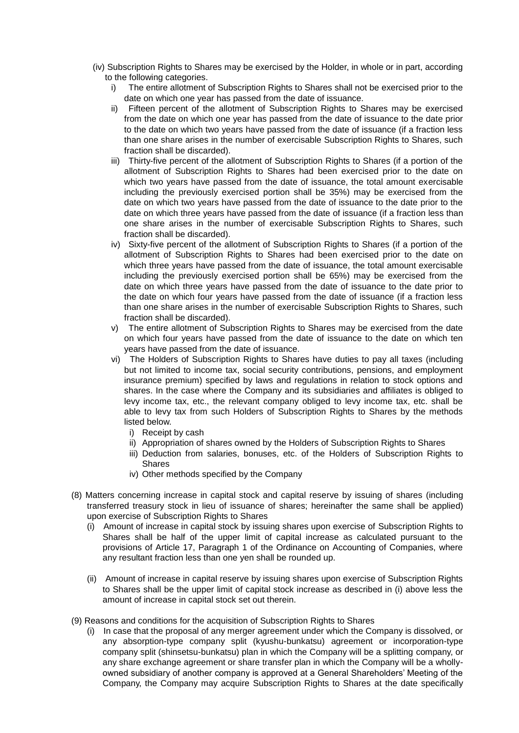(iv) Subscription Rights to Shares may be exercised by the Holder, in whole or in part, according to the following categories.

i) The entire allotment of Subscription Rights to Shares shall not be exercised prior to the date on which one year has passed from the date of issuance.

ii) Fifteen percent of the allotment of Subscription Rights to Shares may be exercised from the date on which one year has passed from the date of issuance to the date prior to the date on which two years have passed from the date of issuance (if a fraction less than one share arises in the number of exercisable Subscription Rights to Shares, such fraction shall be discarded).

iii) Thirty-five percent of the allotment of Subscription Rights to Shares (if a portion of the allotment of Subscription Rights to Shares had been exercised prior to the date on which two years have passed from the date of issuance, the total amount exercisable including the previously exercised portion shall be 35%) may be exercised from the date on which two years have passed from the date of issuance to the date prior to the date on which three years have passed from the date of issuance (if a fraction less than one share arises in the number of exercisable Subscription Rights to Shares, such fraction shall be discarded).

iv) Sixty-five percent of the allotment of Subscription Rights to Shares (if a portion of the allotment of Subscription Rights to Shares had been exercised prior to the date on which three years have passed from the date of issuance, the total amount exercisable including the previously exercised portion shall be 65%) may be exercised from the date on which three years have passed from the date of issuance to the date prior to the date on which four years have passed from the date of issuance (if a fraction less than one share arises in the number of exercisable Subscription Rights to Shares, such fraction shall be discarded).

v) The entire allotment of Subscription Rights to Shares may be exercised from the date on which four years have passed from the date of issuance to the date on which ten years have passed from the date of issuance.

vi) The Holders of Subscription Rights to Shares have duties to pay all taxes (including but not limited to income tax, social security contributions, pensions, and employment insurance premium) specified by laws and regulations in relation to stock options and shares. In the case where the Company and its subsidiaries and affiliates is obliged to levy income tax, etc., the relevant company obliged to levy income tax, etc. shall be able to levy tax from such Holders of Subscription Rights to Shares by the methods listed below.

   i) Receipt by cash
   ii) Appropriation of shares owned by the Holders of Subscription Rights to Shares
   iii) Deduction from salaries, bonuses, etc. of the Holders of Subscription Rights to Shares
   iv) Other methods specified by the Company

(8) Matters concerning increase in capital stock and capital reserve by issuing of shares (including transferred treasury stock in lieu of issuance of shares; hereinafter the same shall be applied) upon exercise of Subscription Rights to Shares

(i) Amount of increase in capital stock by issuing shares upon exercise of Subscription Rights to Shares shall be half of the upper limit of capital increase as calculated pursuant to the provisions of Article 17, Paragraph 1 of the Ordinance on Accounting of Companies, where any resultant fraction less than one yen shall be rounded up.

(ii) Amount of increase in capital reserve by issuing shares upon exercise of Subscription Rights to Shares shall be the upper limit of capital stock increase as described in (i) above less the amount of increase in capital stock set out therein.

(9) Reasons and conditions for the acquisition of Subscription Rights to Shares

(i) In case that the proposal of any merger agreement under which the Company is dissolved, or any absorption-type company split (kyushu-bunkatsu) agreement or incorporation-type company split (shinsetsu-bunkatsu) plan in which the Company will be a splitting company, or any share exchange agreement or share transfer plan in which the Company will be a wholly-owned subsidiary of another company is approved at a General Shareholders' Meeting of the Company, the Company may acquire Subscription Rights to Shares at the date specifically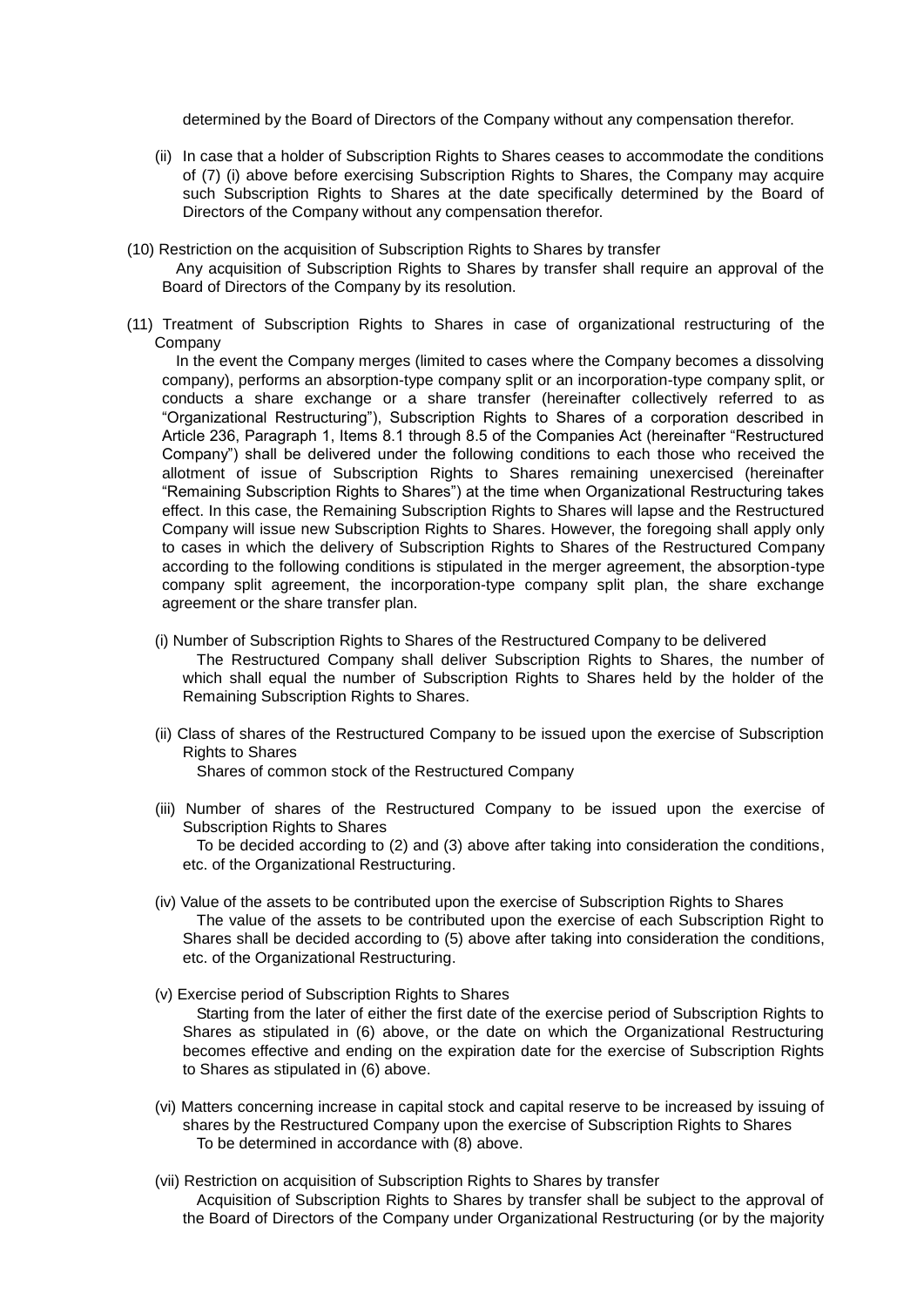determined by the Board of Directors of the Company without any compensation therefor.

(ii) In case that a holder of Subscription Rights to Shares ceases to accommodate the conditions of (7) (i) above before exercising Subscription Rights to Shares, the Company may acquire such Subscription Rights to Shares at the date specifically determined by the Board of Directors of the Company without any compensation therefor.

(10) Restriction on the acquisition of Subscription Rights to Shares by transfer

Any acquisition of Subscription Rights to Shares by transfer shall require an approval of the Board of Directors of the Company by its resolution.

(11) Treatment of Subscription Rights to Shares in case of organizational restructuring of the Company

In the event the Company merges (limited to cases where the Company becomes a dissolving company), performs an absorption-type company split or an incorporation-type company split, or conducts a share exchange or a share transfer (hereinafter collectively referred to as "Organizational Restructuring"), Subscription Rights to Shares of a corporation described in Article 236, Paragraph 1, Items 8.1 through 8.5 of the Companies Act (hereinafter "Restructured Company") shall be delivered under the following conditions to each those who received the allotment of issue of Subscription Rights to Shares remaining unexercised (hereinafter "Remaining Subscription Rights to Shares") at the time when Organizational Restructuring takes effect. In this case, the Remaining Subscription Rights to Shares will lapse and the Restructured Company will issue new Subscription Rights to Shares. However, the foregoing shall apply only to cases in which the delivery of Subscription Rights to Shares of the Restructured Company according to the following conditions is stipulated in the merger agreement, the absorption-type company split agreement, the incorporation-type company split plan, the share exchange agreement or the share transfer plan.

(i) Number of Subscription Rights to Shares of the Restructured Company to be delivered

The Restructured Company shall deliver Subscription Rights to Shares, the number of which shall equal the number of Subscription Rights to Shares held by the holder of the Remaining Subscription Rights to Shares.

(ii) Class of shares of the Restructured Company to be issued upon the exercise of Subscription Rights to Shares

Shares of common stock of the Restructured Company

(iii) Number of shares of the Restructured Company to be issued upon the exercise of Subscription Rights to Shares

To be decided according to (2) and (3) above after taking into consideration the conditions, etc. of the Organizational Restructuring.

(iv) Value of the assets to be contributed upon the exercise of Subscription Rights to Shares

The value of the assets to be contributed upon the exercise of each Subscription Right to Shares shall be decided according to (5) above after taking into consideration the conditions, etc. of the Organizational Restructuring.

(v) Exercise period of Subscription Rights to Shares

Starting from the later of either the first date of the exercise period of Subscription Rights to Shares as stipulated in (6) above, or the date on which the Organizational Restructuring becomes effective and ending on the expiration date for the exercise of Subscription Rights to Shares as stipulated in (6) above.

(vi) Matters concerning increase in capital stock and capital reserve to be increased by issuing of shares by the Restructured Company upon the exercise of Subscription Rights to Shares

To be determined in accordance with (8) above.

(vii) Restriction on acquisition of Subscription Rights to Shares by transfer

Acquisition of Subscription Rights to Shares by transfer shall be subject to the approval of the Board of Directors of the Company under Organizational Restructuring (or by the majority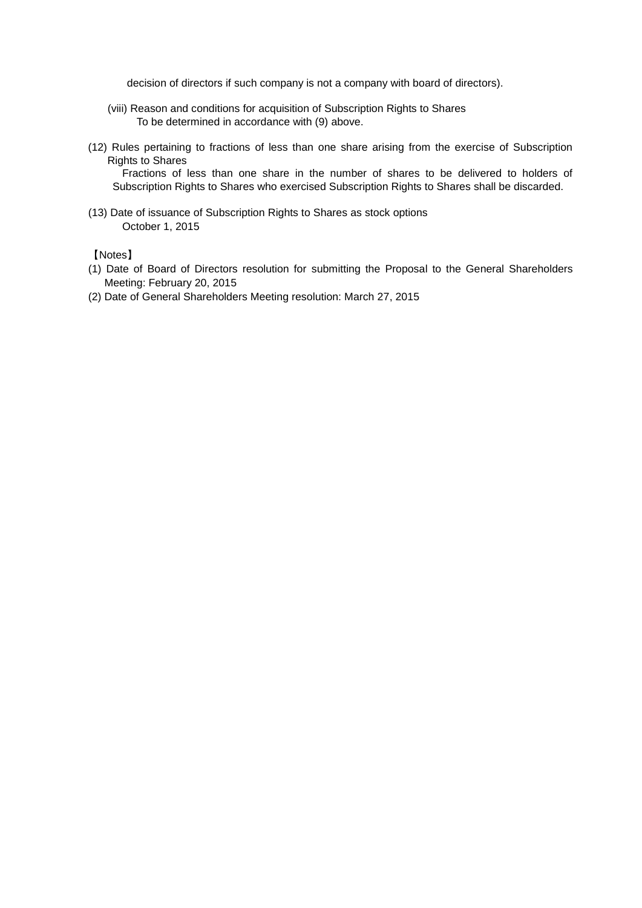decision of directors if such company is not a company with board of directors).

(viii) Reason and conditions for acquisition of Subscription Rights to Shares
To be determined in accordance with (9) above.

(12) Rules pertaining to fractions of less than one share arising from the exercise of Subscription Rights to Shares
Fractions of less than one share in the number of shares to be delivered to holders of Subscription Rights to Shares who exercised Subscription Rights to Shares shall be discarded.

(13) Date of issuance of Subscription Rights to Shares as stock options
October 1, 2015

【Notes】
(1) Date of Board of Directors resolution for submitting the Proposal to the General Shareholders Meeting: February 20, 2015
(2) Date of General Shareholders Meeting resolution: March 27, 2015